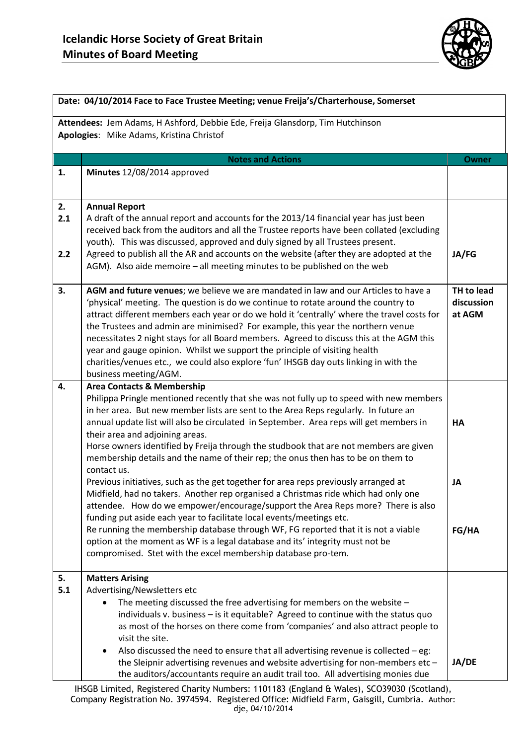# Icelandic Horse Society of Great Britain
## Minutes of Board Meeting

**Date: 04/10/2014 Face to Face Trustee Meeting; venue Freija's/Charterhouse, Somerset**

**Attendees:** Jem Adams, H Ashford, Debbie Ede, Freija Glansdorp, Tim Hutchinson
**Apologies**: Mike Adams, Kristina Christof

| | Notes and Actions | Owner |
|---|---|---|
| 1. | **Minutes** 12/08/2014 approved | |
| 2.<br>2.1<br><br><br>2.2 | **Annual Report**<br>A draft of the annual report and accounts for the 2013/14 financial year has just been received back from the auditors and all the Trustee reports have been collated (excluding youth). This was discussed, approved and duly signed by all Trustees present.<br>Agreed to publish all the AR and accounts on the website (after they are adopted at the AGM). Also aide memoire – all meeting minutes to be published on the web | <br><br><br><br>JA/FG |
| 3. | **AGM and future venues**; we believe we are mandated in law and our Articles to have a 'physical' meeting. The question is do we continue to rotate around the country to attract different members each year or do we hold it 'centrally' where the travel costs for the Trustees and admin are minimised? For example, this year the northern venue necessitates 2 night stays for all Board members. Agreed to discuss this at the AGM this year and gauge opinion. Whilst we support the principle of visiting health charities/venues etc., we could also explore 'fun' IHSGB day outs linking in with the business meeting/AGM. | TH to lead discussion at AGM |
| 4. | **Area Contacts & Membership**<br>Philippa Pringle mentioned recently that she was not fully up to speed with new members in her area. But new member lists are sent to the Area Reps regularly. In future an annual update list will also be circulated in September. Area reps will get members in their area and adjoining areas.<br>Horse owners identified by Freija through the studbook that are not members are given membership details and the name of their rep; the onus then has to be on them to contact us.<br>Previous initiatives, such as the get together for area reps previously arranged at Midfield, had no takers. Another rep organised a Christmas ride which had only one attendee. How do we empower/encourage/support the Area Reps more? There is also funding put aside each year to facilitate local events/meetings etc.<br>Re running the membership database through WF, FG reported that it is not a viable option at the moment as WF is a legal database and its' integrity must not be compromised. Stet with the excel membership database pro-tem. | <br><br><br>HA<br><br><br><br>JA<br><br><br><br>FG/HA |
| 5.<br>5.1 | **Matters Arising**<br>Advertising/Newsletters etc<br>• The meeting discussed the free advertising for members on the website – individuals v. business – is it equitable? Agreed to continue with the status quo as most of the horses on there come from 'companies' and also attract people to visit the site.<br>• Also discussed the need to ensure that all advertising revenue is collected – eg: the Sleipnir advertising revenues and website advertising for non-members etc – the auditors/accountants require an audit trail too. All advertising monies due | <br><br><br><br><br><br>JA/DE |

IHSGB Limited, Registered Charity Numbers: 1101183 (England & Wales), SCO39030 (Scotland), Company Registration No. 3974594. Registered Office: Midfield Farm, Gaisgill, Cumbria. Author: dje, 04/10/2014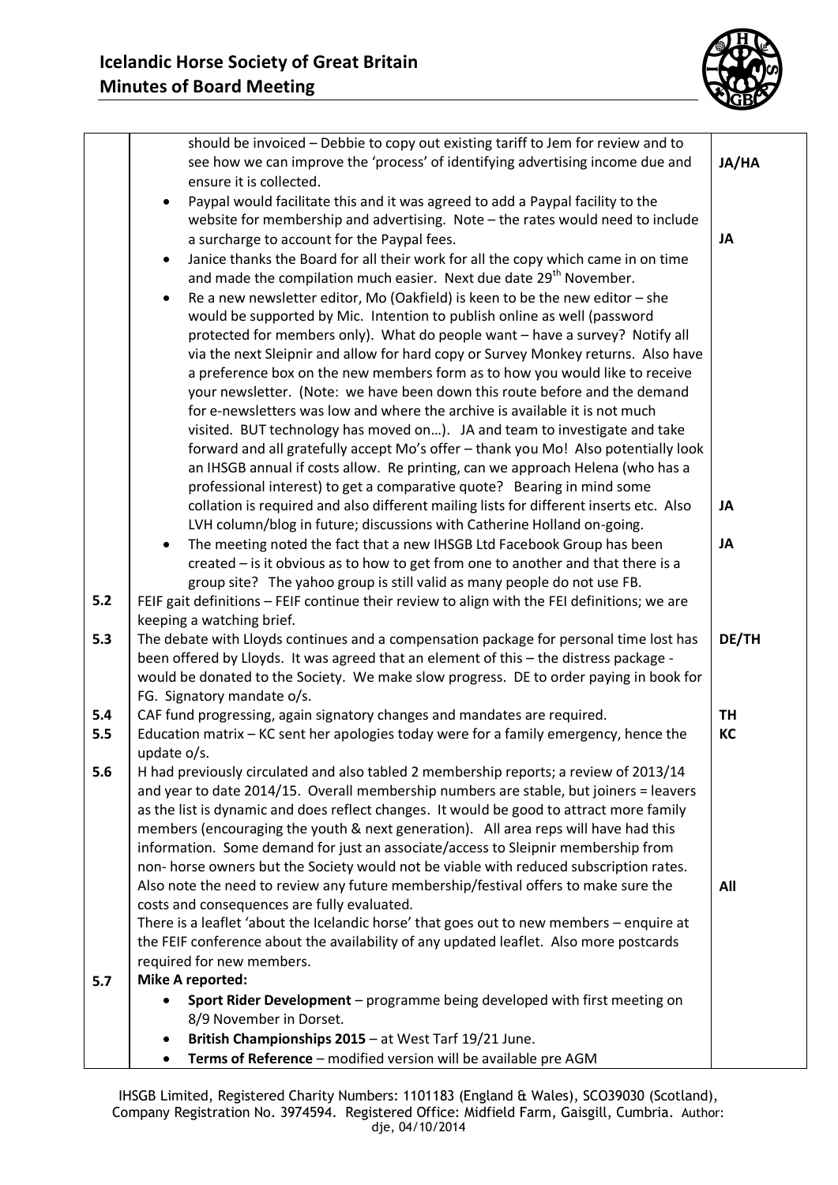| | | |
|---|---|---|
| | should be invoiced – Debbie to copy out existing tariff to Jem for review and to see how we can improve the 'process' of identifying advertising income due and ensure it is collected. | **JA/HA** |
| | • Paypal would facilitate this and it was agreed to add a Paypal facility to the website for membership and advertising. Note – the rates would need to include a surcharge to account for the Paypal fees. | **JA** |
| | • Janice thanks the Board for all their work for all the copy which came in on time and made the compilation much easier. Next due date 29th November. | |
| | • Re a new newsletter editor, Mo (Oakfield) is keen to be the new editor – she would be supported by Mic. Intention to publish online as well (password protected for members only). What do people want – have a survey? Notify all via the next Sleipnir and allow for hard copy or Survey Monkey returns. Also have a preference box on the new members form as to how you would like to receive your newsletter. (Note: we have been down this route before and the demand for e-newsletters was low and where the archive is available it is not much visited. BUT technology has moved on…). JA and team to investigate and take forward and all gratefully accept Mo's offer – thank you Mo! Also potentially look an IHSGB annual if costs allow. Re printing, can we approach Helena (who has a professional interest) to get a comparative quote? Bearing in mind some collation is required and also different mailing lists for different inserts etc. Also LVH column/blog in future; discussions with Catherine Holland on-going. | **JA** |
| | • The meeting noted the fact that a new IHSGB Ltd Facebook Group has been created – is it obvious as to how to get from one to another and that there is a group site? The yahoo group is still valid as many people do not use FB. | **JA** |
| **5.2** | FEIF gait definitions – FEIF continue their review to align with the FEI definitions; we are keeping a watching brief. | |
| **5.3** | The debate with Lloyds continues and a compensation package for personal time lost has been offered by Lloyds. It was agreed that an element of this – the distress package - would be donated to the Society. We make slow progress. DE to order paying in book for FG. Signatory mandate o/s. | **DE/TH** |
| **5.4** | CAF fund progressing, again signatory changes and mandates are required. | **TH** |
| **5.5** | Education matrix – KC sent her apologies today were for a family emergency, hence the update o/s. | **KC** |
| **5.6** | H had previously circulated and also tabled 2 membership reports; a review of 2013/14 and year to date 2014/15. Overall membership numbers are stable, but joiners = leavers as the list is dynamic and does reflect changes. It would be good to attract more family members (encouraging the youth & next generation). All area reps will have had this information. Some demand for just an associate/access to Sleipnir membership from non- horse owners but the Society would not be viable with reduced subscription rates. Also note the need to review any future membership/festival offers to make sure the costs and consequences are fully evaluated.<br>There is a leaflet 'about the Icelandic horse' that goes out to new members – enquire at the FEIF conference about the availability of any updated leaflet. Also more postcards required for new members. | **All** |
| **5.7** | **Mike A reported:**<br>• **Sport Rider Development** – programme being developed with first meeting on 8/9 November in Dorset.<br>• **British Championships 2015** – at West Tarf 19/21 June.<br>• **Terms of Reference** – modified version will be available pre AGM | |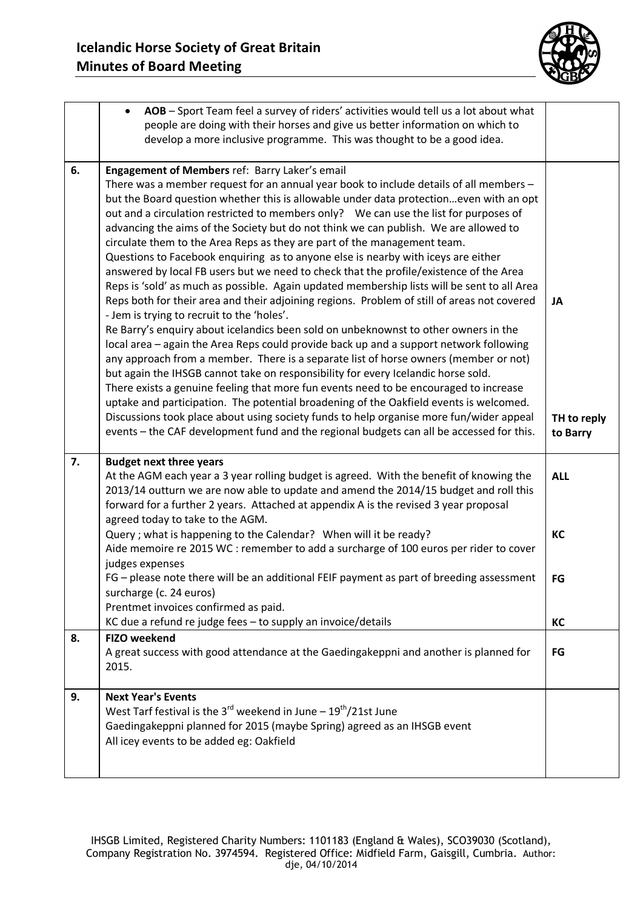| | | |
|---|---|---|
| | • **AOB** – Sport Team feel a survey of riders' activities would tell us a lot about what people are doing with their horses and give us better information on which to develop a more inclusive programme. This was thought to be a good idea. | |
| **6.** | **Engagement of Members** ref: Barry Laker's email<br>There was a member request for an annual year book to include details of all members – but the Board question whether this is allowable under data protection…even with an opt out and a circulation restricted to members only? We can use the list for purposes of advancing the aims of the Society but do not think we can publish. We are allowed to circulate them to the Area Reps as they are part of the management team.<br>Questions to Facebook enquiring as to anyone else is nearby with iceys are either answered by local FB users but we need to check that the profile/existence of the Area Reps is 'sold' as much as possible. Again updated membership lists will be sent to all Area Reps both for their area and their adjoining regions. Problem of still of areas not covered - Jem is trying to recruit to the 'holes'.<br>Re Barry's enquiry about icelandics been sold on unbeknownst to other owners in the local area – again the Area Reps could provide back up and a support network following any approach from a member. There is a separate list of horse owners (member or not) but again the IHSGB cannot take on responsibility for every Icelandic horse sold.<br>There exists a genuine feeling that more fun events need to be encouraged to increase uptake and participation. The potential broadening of the Oakfield events is welcomed.<br>Discussions took place about using society funds to help organise more fun/wider appeal events – the CAF development fund and the regional budgets can all be accessed for this. | **JA**<br><br><br><br><br>**TH to reply to Barry** |
| **7.** | **Budget next three years**<br>At the AGM each year a 3 year rolling budget is agreed. With the benefit of knowing the 2013/14 outturn we are now able to update and amend the 2014/15 budget and roll this forward for a further 2 years. Attached at appendix A is the revised 3 year proposal agreed today to take to the AGM.<br>Query ; what is happening to the Calendar? When will it be ready?<br>Aide memoire re 2015 WC : remember to add a surcharge of 100 euros per rider to cover judges expenses<br>FG – please note there will be an additional FEIF payment as part of breeding assessment surcharge (c. 24 euros)<br>Prentmet invoices confirmed as paid.<br>KC due a refund re judge fees – to supply an invoice/details | **ALL**<br><br>**KC**<br><br>**FG**<br><br>**KC** |
| **8.** | **FIZO weekend**<br>A great success with good attendance at the Gaedingakeppni and another is planned for 2015. | **FG** |
| **9.** | **Next Year's Events**<br>West Tarf festival is the 3rd weekend in June – 19th/21st June<br>Gaedingakeppni planned for 2015 (maybe Spring) agreed as an IHSGB event<br>All icey events to be added eg: Oakfield | |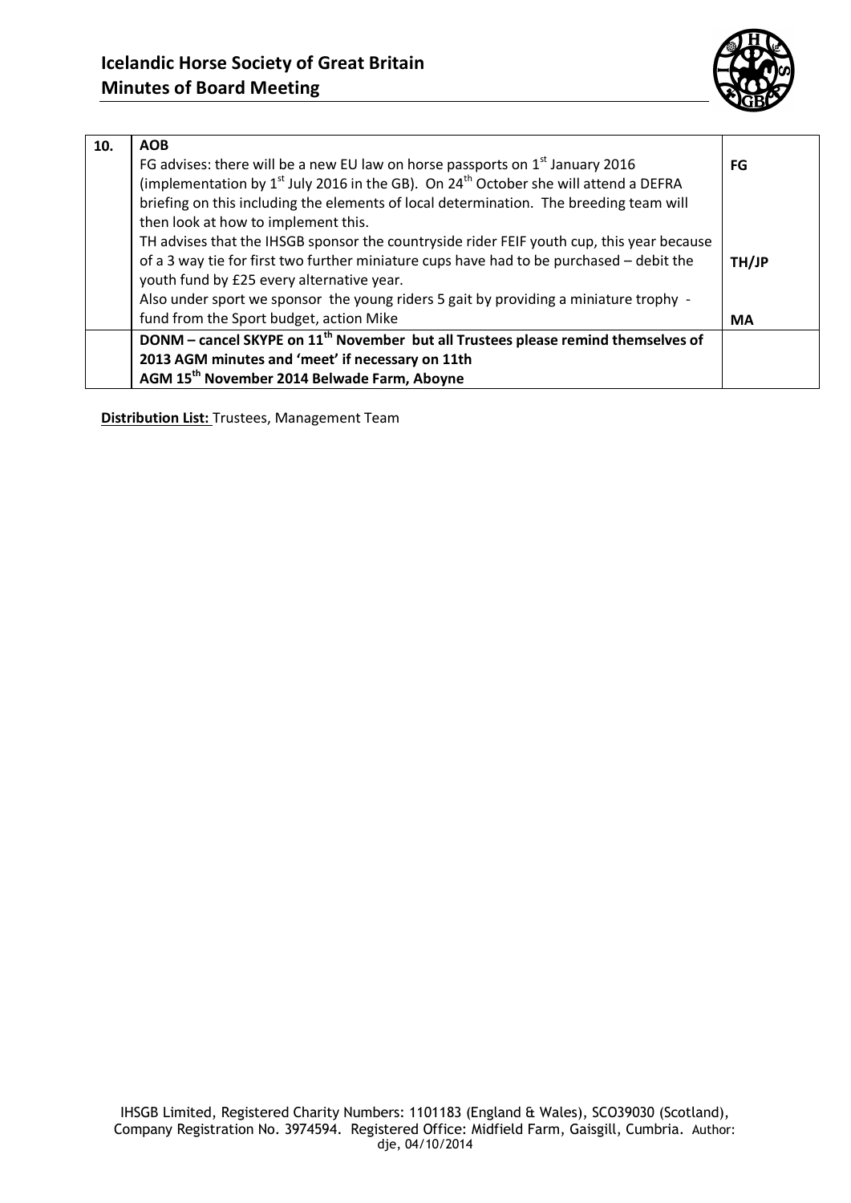| 10. | **AOB**<br>FG advises: there will be a new EU law on horse passports on 1st January 2016 (implementation by 1st July 2016 in the GB). On 24th October she will attend a DEFRA briefing on this including the elements of local determination. The breeding team will then look at how to implement this.<br>TH advises that the IHSGB sponsor the countryside rider FEIF youth cup, this year because of a 3 way tie for first two further miniature cups have had to be purchased – debit the youth fund by £25 every alternative year.<br>Also under sport we sponsor the young riders 5 gait by providing a miniature trophy - fund from the Sport budget, action Mike | **FG**<br><br><br><br>**TH/JP**<br><br>**MA** |
|---|---|---|
| | **DONM – cancel SKYPE on 11th November but all Trustees please remind themselves of 2013 AGM minutes and 'meet' if necessary on 11th**<br>**AGM 15th November 2014 Belwade Farm, Aboyne** | |

**Distribution List:** Trustees, Management Team

IHSGB Limited, Registered Charity Numbers: 1101183 (England & Wales), SCO39030 (Scotland), Company Registration No. 3974594. Registered Office: Midfield Farm, Gaisgill, Cumbria. Author: dje, 04/10/2014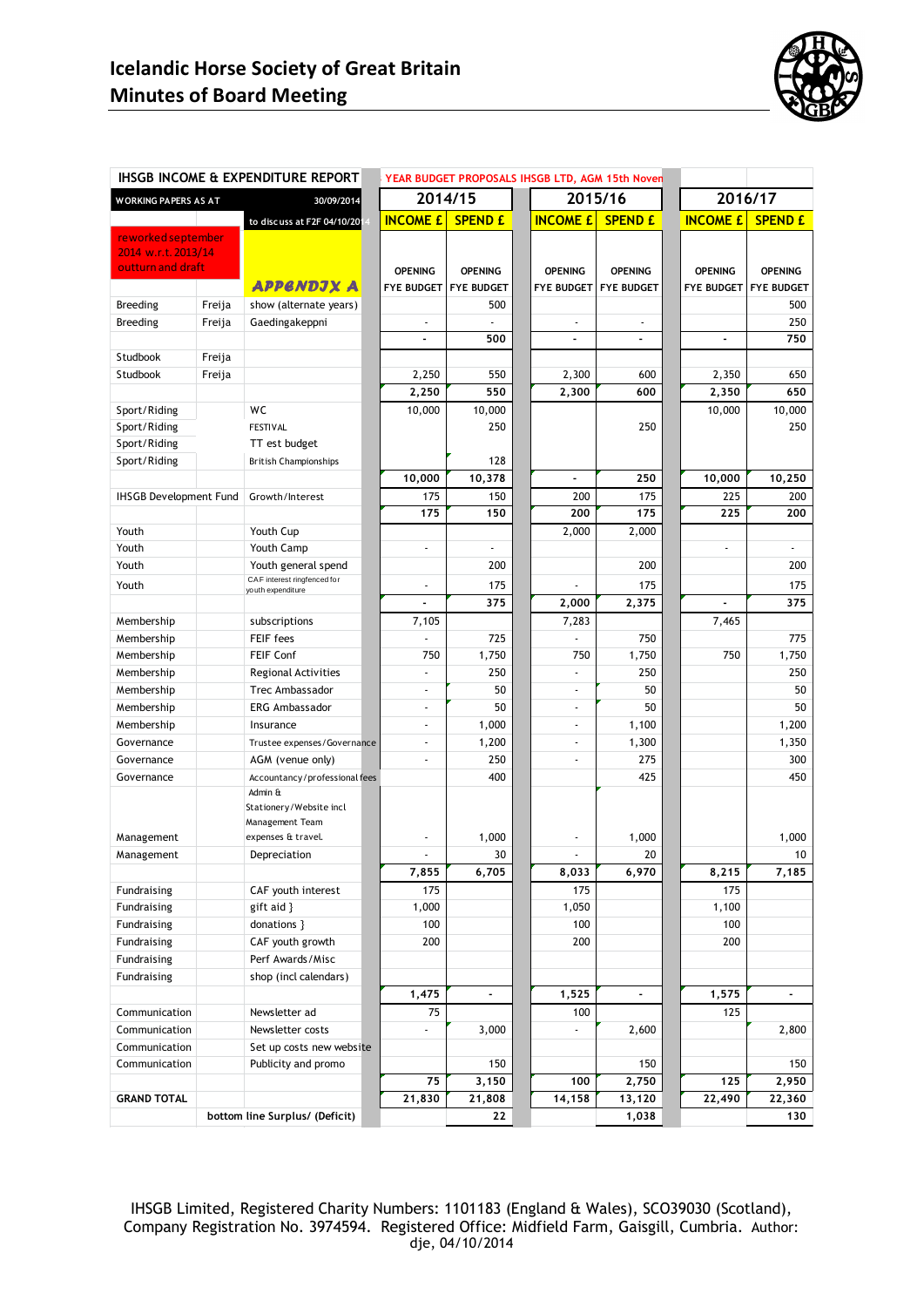# Icelandic Horse Society of Great Britain
## Minutes of Board Meeting

| IHSGB INCOME & EXPENDITURE REPORT | | | YEAR BUDGET PROPOSALS IHSGB LTD, AGM 15th Noven | | | | | |
|---|---|---|---|---|---|---|---|---|
| WORKING PAPERS AS AT | 30/09/2014 | | 2014/15 | | 2015/16 | | 2016/17 | |
| | | to discuss at F2F 04/10/2014 | INCOME £ | SPEND £ | INCOME £ | SPEND £ | INCOME £ | SPEND £ |
| reworked september 2014 w.r.t. 2013/14 outturn and draft | | APPENDIX A | OPENING FYE BUDGET | OPENING FYE BUDGET | OPENING FYE BUDGET | OPENING FYE BUDGET | OPENING FYE BUDGET | OPENING FYE BUDGET |
| Breeding | Freija | show (alternate years) | | 500 | | | | 500 |
| Breeding | Freija | Gaedingakeppni | - | - | - | - | | 250 |
| | | | - | 500 | - | - | - | 750 |
| Studbook | Freija | | | | | | | |
| Studbook | Freija | | 2,250 | 550 | 2,300 | 600 | 2,350 | 650 |
| | | | 2,250 | 550 | 2,300 | 600 | 2,350 | 650 |
| Sport/Riding | | WC | 10,000 | 10,000 | | | 10,000 | 10,000 |
| Sport/Riding | | FESTIVAL | | 250 | | 250 | | 250 |
| Sport/Riding | | TT est budget | | | | | | |
| Sport/Riding | | British Championships | | 128 | | | | |
| | | | 10,000 | 10,378 | - | 250 | 10,000 | 10,250 |
| IHSGB Development Fund | | Growth/Interest | 175 | 150 | 200 | 175 | 225 | 200 |
| | | | 175 | 150 | 200 | 175 | 225 | 200 |
| Youth | | Youth Cup | | | 2,000 | 2,000 | | |
| Youth | | Youth Camp | - | - | | | - | - |
| Youth | | Youth general spend | | 200 | | 200 | | 200 |
| Youth | | CAF interest ringfenced for youth expenditure | - | 175 | - | 175 | | 175 |
| | | | - | 375 | 2,000 | 2,375 | - | 375 |
| Membership | | subscriptions | 7,105 | | 7,283 | | 7,465 | |
| Membership | | FEIF fees | - | 725 | - | 750 | | 775 |
| Membership | | FEIF Conf | 750 | 1,750 | 750 | 1,750 | 750 | 1,750 |
| Membership | | Regional Activities | - | 250 | - | 250 | | 250 |
| Membership | | Trec Ambassador | - | 50 | - | 50 | | 50 |
| Membership | | ERG Ambassador | - | 50 | - | 50 | | 50 |
| Membership | | Insurance | - | 1,000 | - | 1,100 | | 1,200 |
| Governance | | Trustee expenses/Governance | - | 1,200 | - | 1,300 | | 1,350 |
| Governance | | AGM (venue only) | - | 250 | - | 275 | | 300 |
| Governance | | Accountancy/professional fees | | 400 | | 425 | | 450 |
| Management | | Admin & Stationery/Website incl Management Team expenses & travel. | - | 1,000 | - | 1,000 | | 1,000 |
| Management | | Depreciation | - | 30 | - | 20 | | 10 |
| | | | 7,855 | 6,705 | 8,033 | 6,970 | 8,215 | 7,185 |
| Fundraising | | CAF youth interest | 175 | | 175 | | 175 | |
| Fundraising | | gift aid } | 1,000 | | 1,050 | | 1,100 | |
| Fundraising | | donations } | 100 | | 100 | | 100 | |
| Fundraising | | CAF youth growth | 200 | | 200 | | 200 | |
| Fundraising | | Perf Awards/Misc | | | | | | |
| Fundraising | | shop (incl calendars) | | | | | | |
| | | | 1,475 | - | 1,525 | - | 1,575 | - |
| Communication | | Newsletter ad | 75 | | 100 | | 125 | |
| Communication | | Newsletter costs | - | 3,000 | - | 2,600 | | 2,800 |
| Communication | | Set up costs new website | | | | | | |
| Communication | | Publicity and promo | | 150 | | 150 | | 150 |
| | | | 75 | 3,150 | 100 | 2,750 | 125 | 2,950 |
| GRAND TOTAL | | | 21,830 | 21,808 | 14,158 | 13,120 | 22,490 | 22,360 |
| | bottom line Surplus/ (Deficit) | | | 22 | | 1,038 | | 130 |

IHSGB Limited, Registered Charity Numbers: 1101183 (England & Wales), SCO39030 (Scotland), Company Registration No. 3974594. Registered Office: Midfield Farm, Gaisgill, Cumbria. Author: dje, 04/10/2014